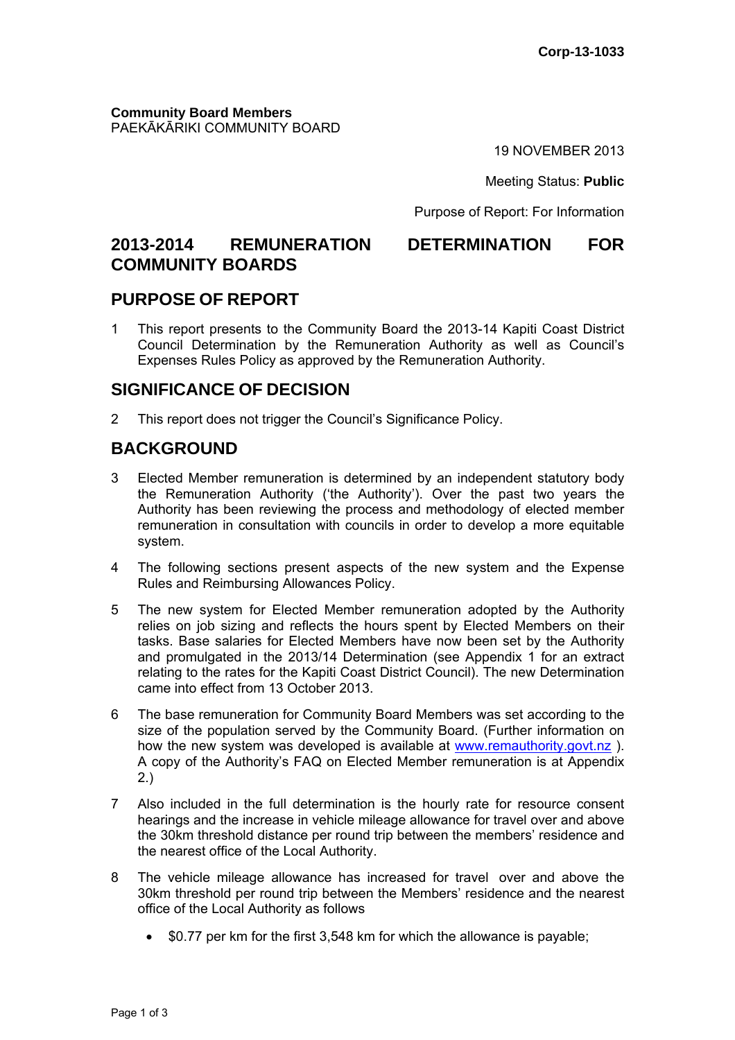**Corp-13-1033**

**Community Board Members**
PAEKĀKĀRIKI COMMUNITY BOARD

19 NOVEMBER 2013

Meeting Status: **Public**

Purpose of Report: For Information

# 2013-2014 REMUNERATION DETERMINATION FOR COMMUNITY BOARDS

## PURPOSE OF REPORT

1 This report presents to the Community Board the 2013-14 Kapiti Coast District Council Determination by the Remuneration Authority as well as Council's Expenses Rules Policy as approved by the Remuneration Authority.

## SIGNIFICANCE OF DECISION

2 This report does not trigger the Council's Significance Policy.

## BACKGROUND

3 Elected Member remuneration is determined by an independent statutory body the Remuneration Authority ('the Authority'). Over the past two years the Authority has been reviewing the process and methodology of elected member remuneration in consultation with councils in order to develop a more equitable system.

4 The following sections present aspects of the new system and the Expense Rules and Reimbursing Allowances Policy.

5 The new system for Elected Member remuneration adopted by the Authority relies on job sizing and reflects the hours spent by Elected Members on their tasks. Base salaries for Elected Members have now been set by the Authority and promulgated in the 2013/14 Determination (see Appendix 1 for an extract relating to the rates for the Kapiti Coast District Council). The new Determination came into effect from 13 October 2013.

6 The base remuneration for Community Board Members was set according to the size of the population served by the Community Board. (Further information on how the new system was developed is available at www.remauthority.govt.nz ). A copy of the Authority's FAQ on Elected Member remuneration is at Appendix 2.)

7 Also included in the full determination is the hourly rate for resource consent hearings and the increase in vehicle mileage allowance for travel over and above the 30km threshold distance per round trip between the members' residence and the nearest office of the Local Authority.

8 The vehicle mileage allowance has increased for travel over and above the 30km threshold per round trip between the Members' residence and the nearest office of the Local Authority as follows

- $0.77 per km for the first 3,548 km for which the allowance is payable;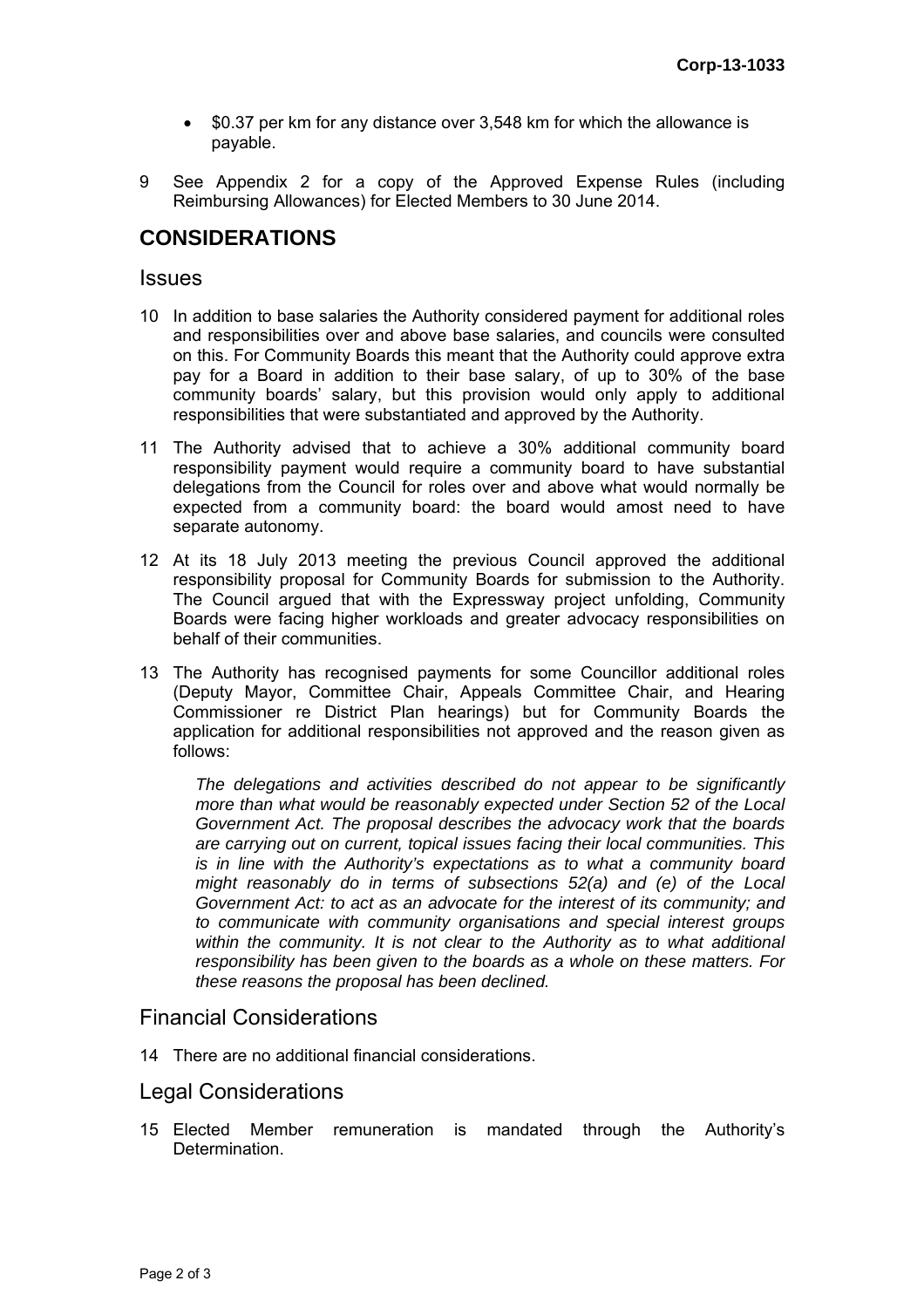- \$0.37 per km for any distance over 3,548 km for which the allowance is payable.

9 See Appendix 2 for a copy of the Approved Expense Rules (including Reimbursing Allowances) for Elected Members to 30 June 2014.

## CONSIDERATIONS

### Issues

10 In addition to base salaries the Authority considered payment for additional roles and responsibilities over and above base salaries, and councils were consulted on this. For Community Boards this meant that the Authority could approve extra pay for a Board in addition to their base salary, of up to 30% of the base community boards' salary, but this provision would only apply to additional responsibilities that were substantiated and approved by the Authority.

11 The Authority advised that to achieve a 30% additional community board responsibility payment would require a community board to have substantial delegations from the Council for roles over and above what would normally be expected from a community board: the board would amost need to have separate autonomy.

12 At its 18 July 2013 meeting the previous Council approved the additional responsibility proposal for Community Boards for submission to the Authority. The Council argued that with the Expressway project unfolding, Community Boards were facing higher workloads and greater advocacy responsibilities on behalf of their communities.

13 The Authority has recognised payments for some Councillor additional roles (Deputy Mayor, Committee Chair, Appeals Committee Chair, and Hearing Commissioner re District Plan hearings) but for Community Boards the application for additional responsibilities not approved and the reason given as follows:

> *The delegations and activities described do not appear to be significantly more than what would be reasonably expected under Section 52 of the Local Government Act. The proposal describes the advocacy work that the boards are carrying out on current, topical issues facing their local communities. This is in line with the Authority's expectations as to what a community board might reasonably do in terms of subsections 52(a) and (e) of the Local Government Act: to act as an advocate for the interest of its community; and to communicate with community organisations and special interest groups within the community. It is not clear to the Authority as to what additional responsibility has been given to the boards as a whole on these matters. For these reasons the proposal has been declined.*

### Financial Considerations

14 There are no additional financial considerations.

### Legal Considerations

15 Elected Member remuneration is mandated through the Authority's Determination.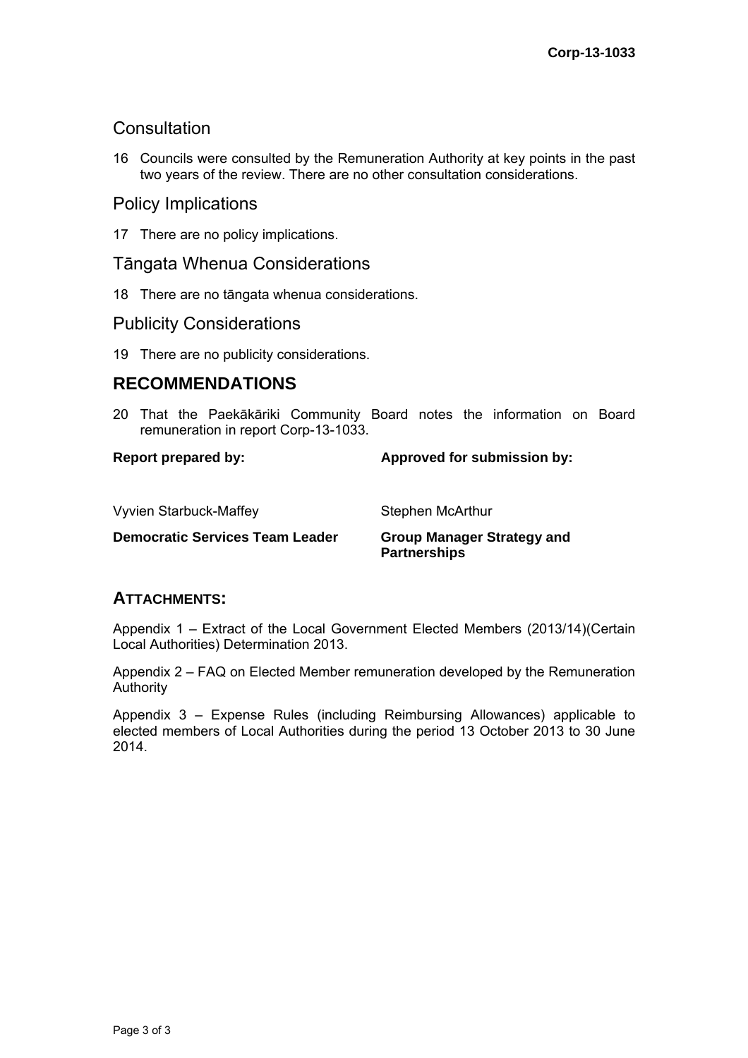## Consultation

16 Councils were consulted by the Remuneration Authority at key points in the past two years of the review. There are no other consultation considerations.

## Policy Implications

17 There are no policy implications.

## Tāngata Whenua Considerations

18 There are no tāngata whenua considerations.

## Publicity Considerations

19 There are no publicity considerations.

## RECOMMENDATIONS

20 That the Paekākāriki Community Board notes the information on Board remuneration in report Corp-13-1033.

| **Report prepared by:** | **Approved for submission by:** |
|---|---|
| Vyvien Starbuck-Maffey | Stephen McArthur |
| **Democratic Services Team Leader** | **Group Manager Strategy and Partnerships** |

## ATTACHMENTS:

Appendix 1 – Extract of the Local Government Elected Members (2013/14)(Certain Local Authorities) Determination 2013.

Appendix 2 – FAQ on Elected Member remuneration developed by the Remuneration Authority

Appendix 3 – Expense Rules (including Reimbursing Allowances) applicable to elected members of Local Authorities during the period 13 October 2013 to 30 June 2014.